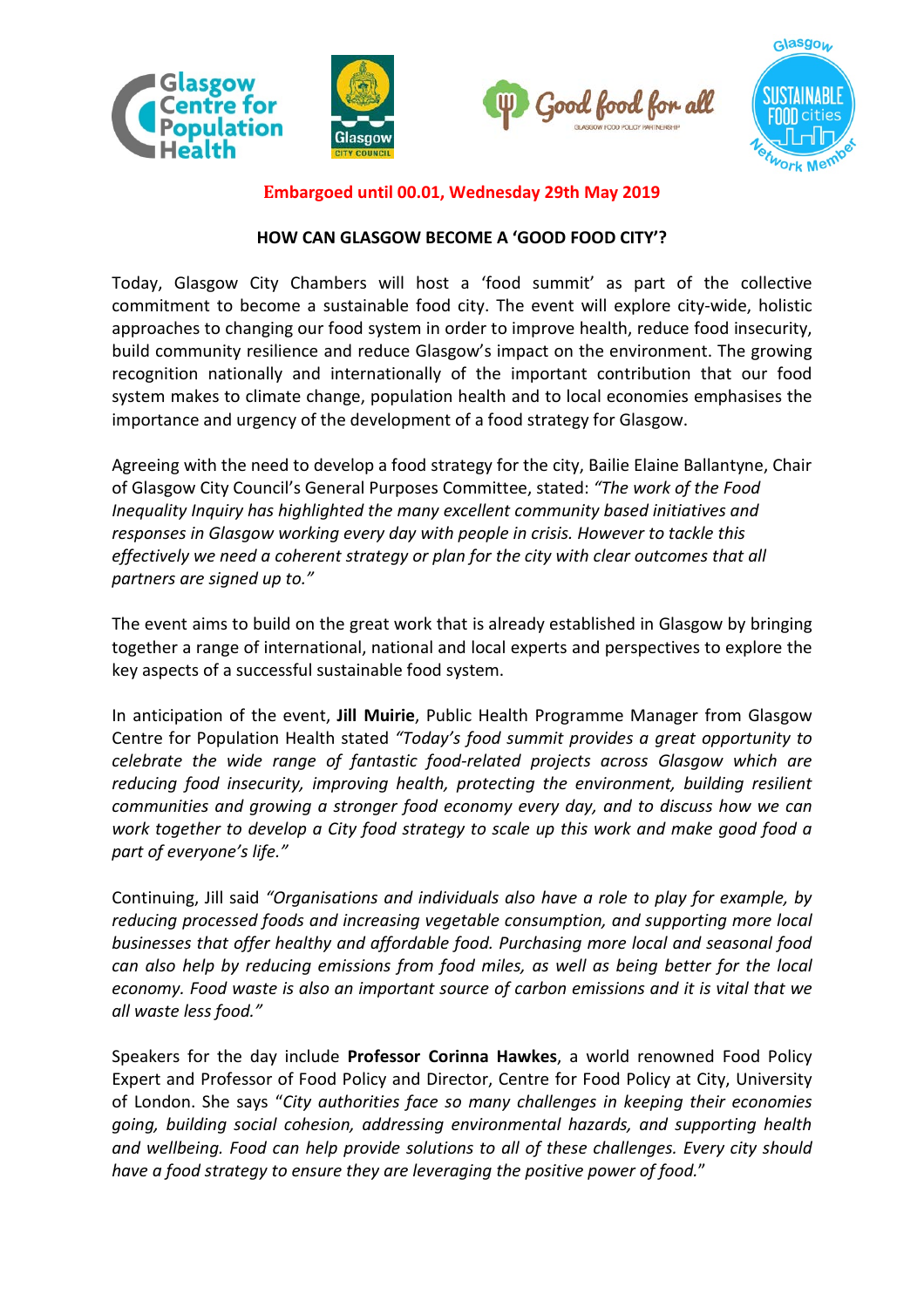**Embargoed until 00.01, Wednesday 29th May 2019**

## HOW CAN GLASGOW BECOME A 'GOOD FOOD CITY'?

Today, Glasgow City Chambers will host a 'food summit' as part of the collective commitment to become a sustainable food city. The event will explore city-wide, holistic approaches to changing our food system in order to improve health, reduce food insecurity, build community resilience and reduce Glasgow's impact on the environment. The growing recognition nationally and internationally of the important contribution that our food system makes to climate change, population health and to local economies emphasises the importance and urgency of the development of a food strategy for Glasgow.

Agreeing with the need to develop a food strategy for the city, Bailie Elaine Ballantyne, Chair of Glasgow City Council's General Purposes Committee, stated: *"The work of the Food Inequality Inquiry has highlighted the many excellent community based initiatives and responses in Glasgow working every day with people in crisis. However to tackle this effectively we need a coherent strategy or plan for the city with clear outcomes that all partners are signed up to."*

The event aims to build on the great work that is already established in Glasgow by bringing together a range of international, national and local experts and perspectives to explore the key aspects of a successful sustainable food system.

In anticipation of the event, **Jill Muirie**, Public Health Programme Manager from Glasgow Centre for Population Health stated *"Today's food summit provides a great opportunity to celebrate the wide range of fantastic food-related projects across Glasgow which are reducing food insecurity, improving health, protecting the environment, building resilient communities and growing a stronger food economy every day, and to discuss how we can work together to develop a City food strategy to scale up this work and make good food a part of everyone's life."*

Continuing, Jill said *"Organisations and individuals also have a role to play for example, by reducing processed foods and increasing vegetable consumption, and supporting more local businesses that offer healthy and affordable food. Purchasing more local and seasonal food can also help by reducing emissions from food miles, as well as being better for the local economy. Food waste is also an important source of carbon emissions and it is vital that we all waste less food."*

Speakers for the day include **Professor Corinna Hawkes**, a world renowned Food Policy Expert and Professor of Food Policy and Director, Centre for Food Policy at City, University of London. She says "*City authorities face so many challenges in keeping their economies going, building social cohesion, addressing environmental hazards, and supporting health and wellbeing. Food can help provide solutions to all of these challenges. Every city should have a food strategy to ensure they are leveraging the positive power of food.*"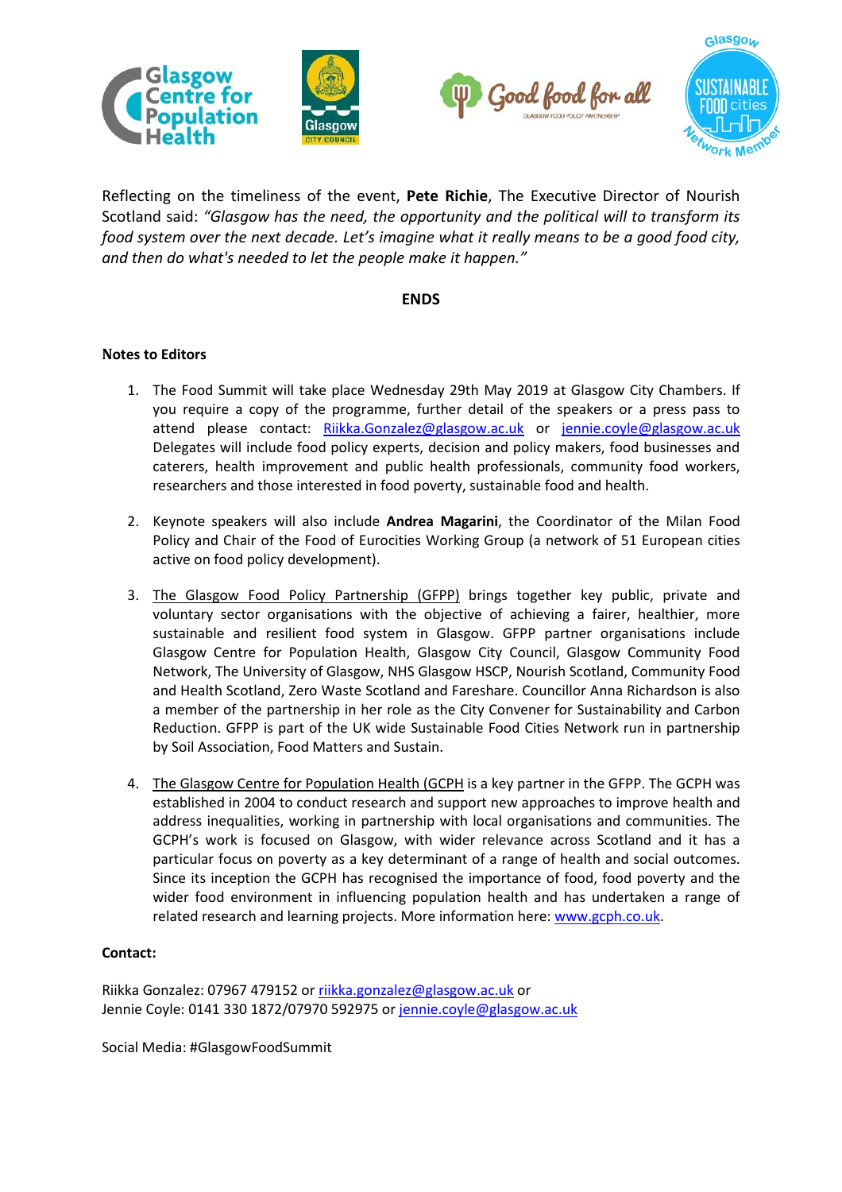Reflecting on the timeliness of the event, **Pete Richie**, The Executive Director of Nourish Scotland said: *"Glasgow has the need, the opportunity and the political will to transform its food system over the next decade. Let's imagine what it really means to be a good food city, and then do what's needed to let the people make it happen."*

**ENDS**

**Notes to Editors**

1. The Food Summit will take place Wednesday 29th May 2019 at Glasgow City Chambers. If you require a copy of the programme, further detail of the speakers or a press pass to attend please contact: Riikka.Gonzalez@glasgow.ac.uk or jennie.coyle@glasgow.ac.uk Delegates will include food policy experts, decision and policy makers, food businesses and caterers, health improvement and public health professionals, community food workers, researchers and those interested in food poverty, sustainable food and health.

2. Keynote speakers will also include **Andrea Magarini**, the Coordinator of the Milan Food Policy and Chair of the Food of Eurocities Working Group (a network of 51 European cities active on food policy development).

3. The Glasgow Food Policy Partnership (GFPP) brings together key public, private and voluntary sector organisations with the objective of achieving a fairer, healthier, more sustainable and resilient food system in Glasgow. GFPP partner organisations include Glasgow Centre for Population Health, Glasgow City Council, Glasgow Community Food Network, The University of Glasgow, NHS Glasgow HSCP, Nourish Scotland, Community Food and Health Scotland, Zero Waste Scotland and Fareshare. Councillor Anna Richardson is also a member of the partnership in her role as the City Convener for Sustainability and Carbon Reduction. GFPP is part of the UK wide Sustainable Food Cities Network run in partnership by Soil Association, Food Matters and Sustain.

4. The Glasgow Centre for Population Health (GCPH is a key partner in the GFPP. The GCPH was established in 2004 to conduct research and support new approaches to improve health and address inequalities, working in partnership with local organisations and communities. The GCPH's work is focused on Glasgow, with wider relevance across Scotland and it has a particular focus on poverty as a key determinant of a range of health and social outcomes. Since its inception the GCPH has recognised the importance of food, food poverty and the wider food environment in influencing population health and has undertaken a range of related research and learning projects. More information here: www.gcph.co.uk.

**Contact:**

Riikka Gonzalez: 07967 479152 or riikka.gonzalez@glasgow.ac.uk or
Jennie Coyle: 0141 330 1872/07970 592975 or jennie.coyle@glasgow.ac.uk

Social Media: #GlasgowFoodSummit